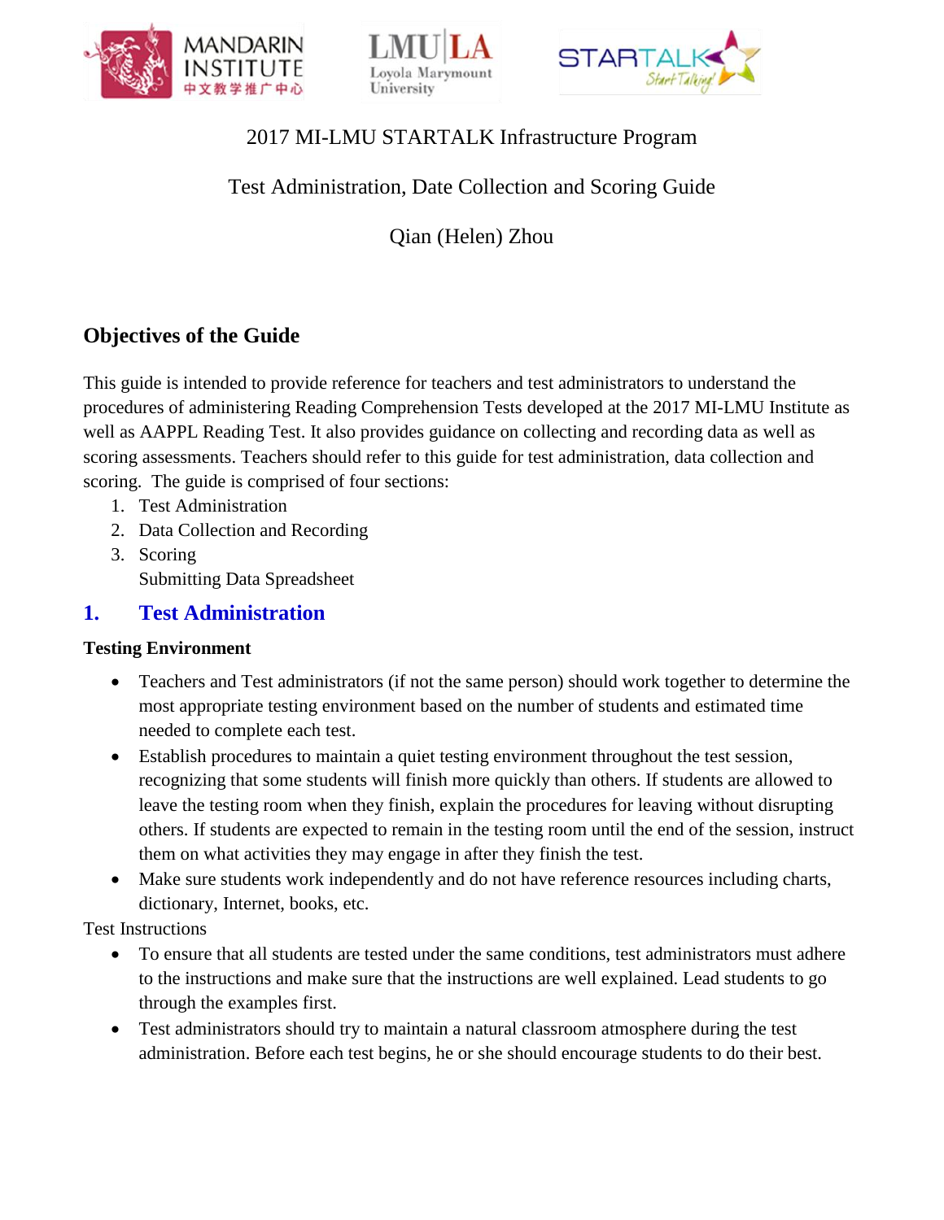2017 MI-LMU STARTALK Infrastructure Program

Test Administration, Date Collection and Scoring Guide

Qian (Helen) Zhou

## Objectives of the Guide

This guide is intended to provide reference for teachers and test administrators to understand the procedures of administering Reading Comprehension Tests developed at the 2017 MI-LMU Institute as well as AAPPL Reading Test. It also provides guidance on collecting and recording data as well as scoring assessments. Teachers should refer to this guide for test administration, data collection and scoring. The guide is comprised of four sections:

1. Test Administration
2. Data Collection and Recording
3. Scoring

   Submitting Data Spreadsheet

## 1. Test Administration

**Testing Environment**

- Teachers and Test administrators (if not the same person) should work together to determine the most appropriate testing environment based on the number of students and estimated time needed to complete each test.
- Establish procedures to maintain a quiet testing environment throughout the test session, recognizing that some students will finish more quickly than others. If students are allowed to leave the testing room when they finish, explain the procedures for leaving without disrupting others. If students are expected to remain in the testing room until the end of the session, instruct them on what activities they may engage in after they finish the test.
- Make sure students work independently and do not have reference resources including charts, dictionary, Internet, books, etc.

Test Instructions

- To ensure that all students are tested under the same conditions, test administrators must adhere to the instructions and make sure that the instructions are well explained. Lead students to go through the examples first.
- Test administrators should try to maintain a natural classroom atmosphere during the test administration. Before each test begins, he or she should encourage students to do their best.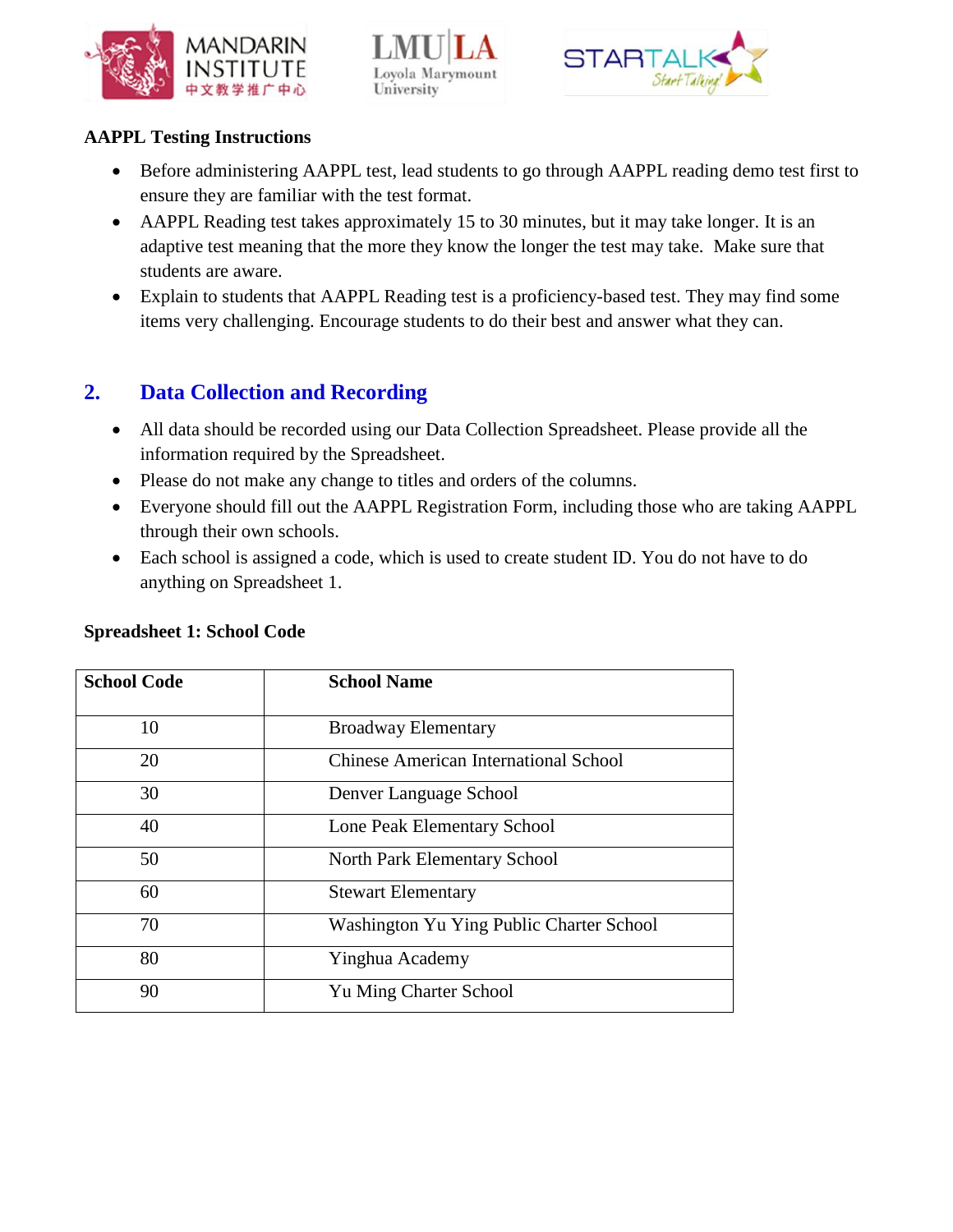**AAPPL Testing Instructions**

- Before administering AAPPL test, lead students to go through AAPPL reading demo test first to ensure they are familiar with the test format.
- AAPPL Reading test takes approximately 15 to 30 minutes, but it may take longer. It is an adaptive test meaning that the more they know the longer the test may take. Make sure that students are aware.
- Explain to students that AAPPL Reading test is a proficiency-based test. They may find some items very challenging. Encourage students to do their best and answer what they can.

## 2. Data Collection and Recording

- All data should be recorded using our Data Collection Spreadsheet. Please provide all the information required by the Spreadsheet.
- Please do not make any change to titles and orders of the columns.
- Everyone should fill out the AAPPL Registration Form, including those who are taking AAPPL through their own schools.
- Each school is assigned a code, which is used to create student ID. You do not have to do anything on Spreadsheet 1.

**Spreadsheet 1: School Code**

| School Code | School Name |
|---|---|
| 10 | Broadway Elementary |
| 20 | Chinese American International School |
| 30 | Denver Language School |
| 40 | Lone Peak Elementary School |
| 50 | North Park Elementary School |
| 60 | Stewart Elementary |
| 70 | Washington Yu Ying Public Charter School |
| 80 | Yinghua Academy |
| 90 | Yu Ming Charter School |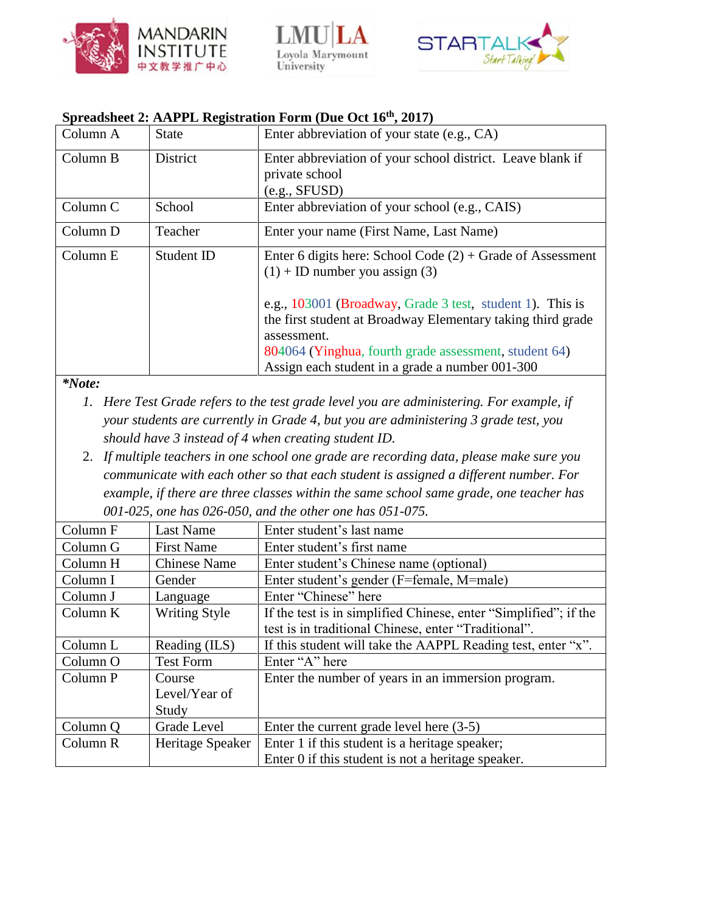**Spreadsheet 2: AAPPL Registration Form (Due Oct 16th, 2017)**

| | | |
|---|---|---|
| Column A | State | Enter abbreviation of your state (e.g., CA) |
| Column B | District | Enter abbreviation of your school district. Leave blank if private school (e.g., SFUSD) |
| Column C | School | Enter abbreviation of your school (e.g., CAIS) |
| Column D | Teacher | Enter your name (First Name, Last Name) |
| Column E | Student ID | Enter 6 digits here: School Code (2) + Grade of Assessment (1) + ID number you assign (3)<br><br>e.g., 103001 (Broadway, Grade 3 test, student 1). This is the first student at Broadway Elementary taking third grade assessment.<br>804064 (Yinghua, fourth grade assessment, student 64)<br>Assign each student in a grade a number 001-300 |

***Note:***

1. *Here Test Grade refers to the test grade level you are administering. For example, if your students are currently in Grade 4, but you are administering 3 grade test, you should have 3 instead of 4 when creating student ID.*
2. *If multiple teachers in one school one grade are recording data, please make sure you communicate with each other so that each student is assigned a different number. For example, if there are three classes within the same school same grade, one teacher has 001-025, one has 026-050, and the other one has 051-075.*

| | | |
|---|---|---|
| Column F | Last Name | Enter student's last name |
| Column G | First Name | Enter student's first name |
| Column H | Chinese Name | Enter student's Chinese name (optional) |
| Column I | Gender | Enter student's gender (F=female, M=male) |
| Column J | Language | Enter "Chinese" here |
| Column K | Writing Style | If the test is in simplified Chinese, enter "Simplified"; if the test is in traditional Chinese, enter "Traditional". |
| Column L | Reading (ILS) | If this student will take the AAPPL Reading test, enter "x". |
| Column O | Test Form | Enter "A" here |
| Column P | Course Level/Year of Study | Enter the number of years in an immersion program. |
| Column Q | Grade Level | Enter the current grade level here (3-5) |
| Column R | Heritage Speaker | Enter 1 if this student is a heritage speaker;<br>Enter 0 if this student is not a heritage speaker. |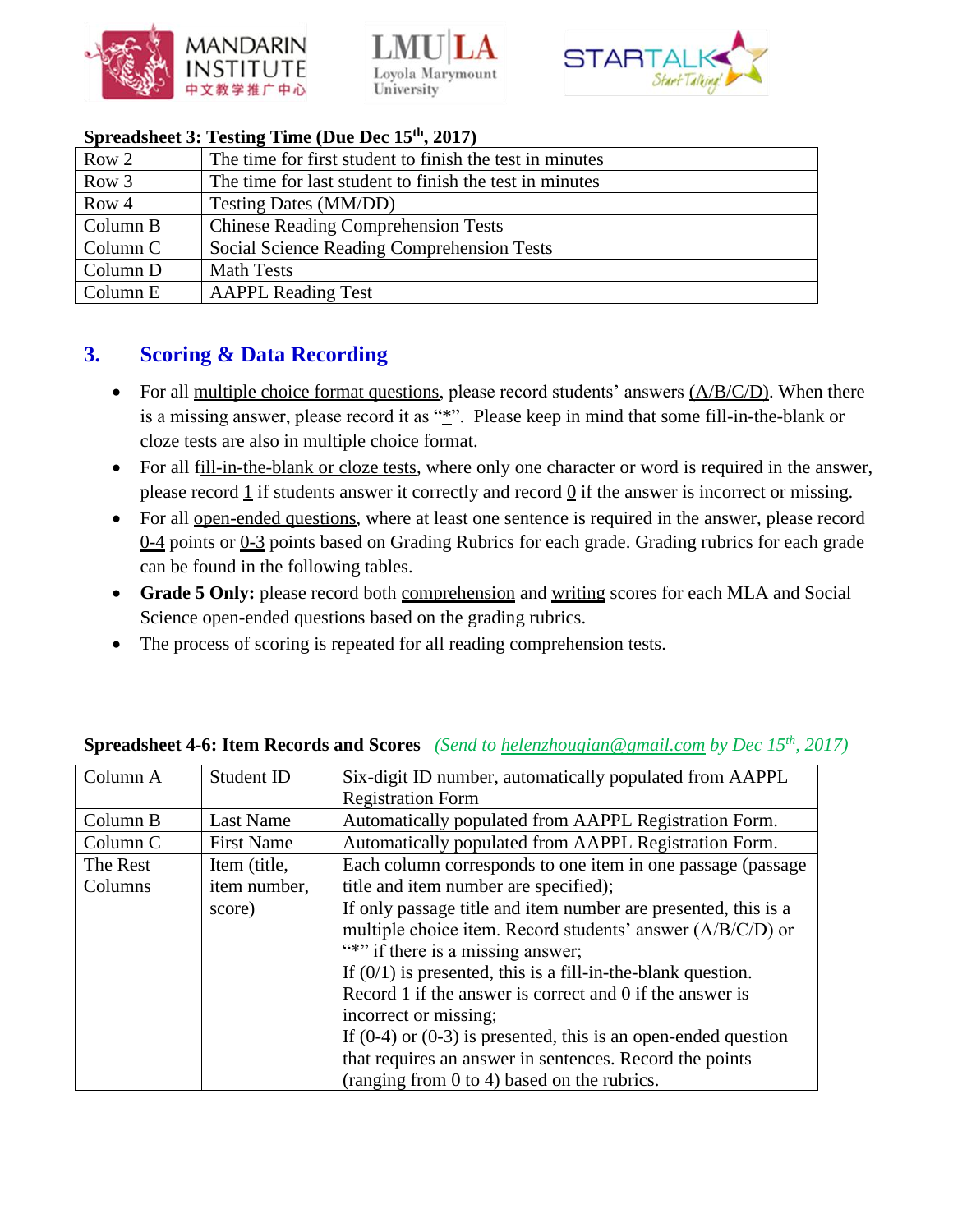**Spreadsheet 3: Testing Time (Due Dec 15th, 2017)**

| | |
|---|---|
| Row 2 | The time for first student to finish the test in minutes |
| Row 3 | The time for last student to finish the test in minutes |
| Row 4 | Testing Dates (MM/DD) |
| Column B | Chinese Reading Comprehension Tests |
| Column C | Social Science Reading Comprehension Tests |
| Column D | Math Tests |
| Column E | AAPPL Reading Test |

## 3. Scoring & Data Recording

- For all multiple choice format questions, please record students' answers (A/B/C/D). When there is a missing answer, please record it as "*". Please keep in mind that some fill-in-the-blank or cloze tests are also in multiple choice format.
- For all fill-in-the-blank or cloze tests, where only one character or word is required in the answer, please record 1 if students answer it correctly and record 0 if the answer is incorrect or missing.
- For all open-ended questions, where at least one sentence is required in the answer, please record 0-4 points or 0-3 points based on Grading Rubrics for each grade. Grading rubrics for each grade can be found in the following tables.
- **Grade 5 Only:** please record both comprehension and writing scores for each MLA and Social Science open-ended questions based on the grading rubrics.
- The process of scoring is repeated for all reading comprehension tests.

**Spreadsheet 4-6: Item Records and Scores** *(Send to helenzhouqian@gmail.com by Dec 15th, 2017)*

| | | |
|---|---|---|
| Column A | Student ID | Six-digit ID number, automatically populated from AAPPL Registration Form |
| Column B | Last Name | Automatically populated from AAPPL Registration Form. |
| Column C | First Name | Automatically populated from AAPPL Registration Form. |
| The Rest Columns | Item (title, item number, score) | Each column corresponds to one item in one passage (passage title and item number are specified);<br>If only passage title and item number are presented, this is a multiple choice item. Record students' answer (A/B/C/D) or "*" if there is a missing answer;<br>If (0/1) is presented, this is a fill-in-the-blank question. Record 1 if the answer is correct and 0 if the answer is incorrect or missing;<br>If (0-4) or (0-3) is presented, this is an open-ended question that requires an answer in sentences. Record the points (ranging from 0 to 4) based on the rubrics. |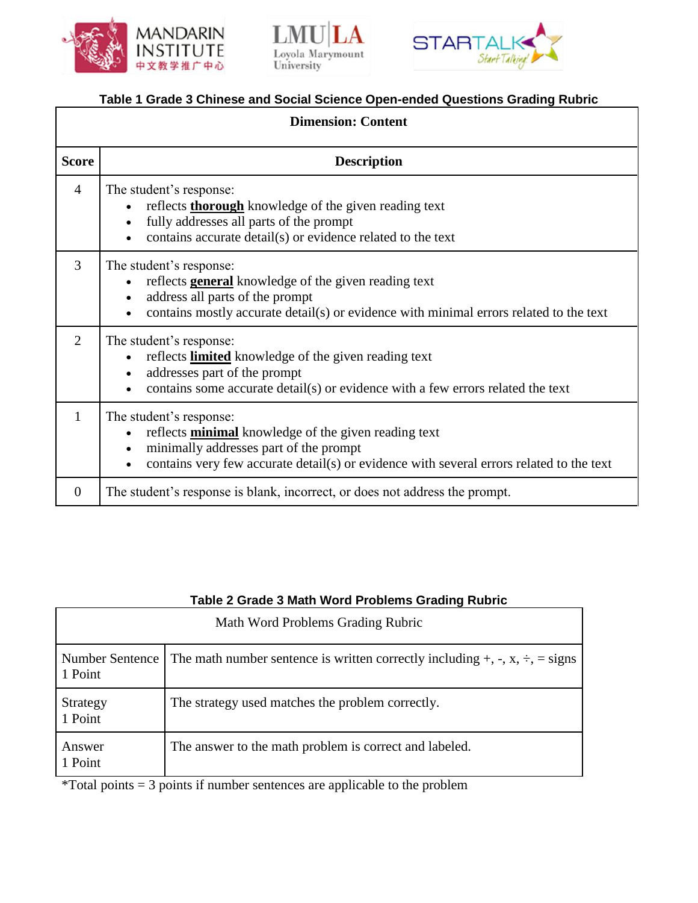**Table 1 Grade 3 Chinese and Social Science Open-ended Questions Grading Rubric**

| Dimension: Content | |
|---|---|
| **Score** | **Description** |
| 4 | The student's response:<br>• reflects **thorough** knowledge of the given reading text<br>• fully addresses all parts of the prompt<br>• contains accurate detail(s) or evidence related to the text |
| 3 | The student's response:<br>• reflects **general** knowledge of the given reading text<br>• address all parts of the prompt<br>• contains mostly accurate detail(s) or evidence with minimal errors related to the text |
| 2 | The student's response:<br>• reflects **limited** knowledge of the given reading text<br>• addresses part of the prompt<br>• contains some accurate detail(s) or evidence with a few errors related the text |
| 1 | The student's response:<br>• reflects **minimal** knowledge of the given reading text<br>• minimally addresses part of the prompt<br>• contains very few accurate detail(s) or evidence with several errors related to the text |
| 0 | The student's response is blank, incorrect, or does not address the prompt. |

**Table 2 Grade 3 Math Word Problems Grading Rubric**

| Math Word Problems Grading Rubric | |
|---|---|
| Number Sentence<br>1 Point | The math number sentence is written correctly including +, -, x, ÷, = signs |
| Strategy<br>1 Point | The strategy used matches the problem correctly. |
| Answer<br>1 Point | The answer to the math problem is correct and labeled. |

*Total points = 3 points if number sentences are applicable to the problem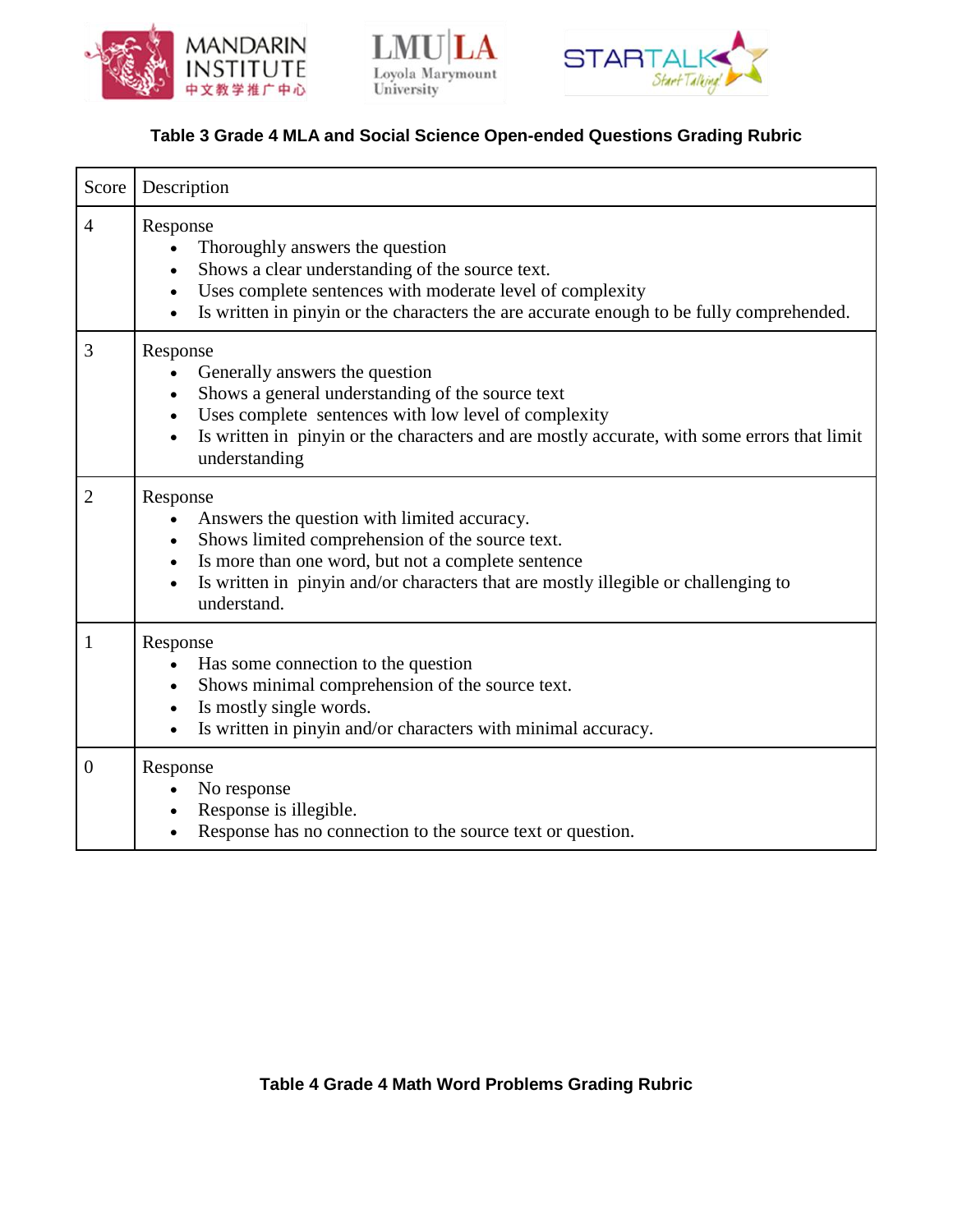**Table 3 Grade 4 MLA and Social Science Open-ended Questions Grading Rubric**

| Score | Description |
|---|---|
| 4 | Response<br>• Thoroughly answers the question<br>• Shows a clear understanding of the source text.<br>• Uses complete sentences with moderate level of complexity<br>• Is written in pinyin or the characters the are accurate enough to be fully comprehended. |
| 3 | Response<br>• Generally answers the question<br>• Shows a general understanding of the source text<br>• Uses complete sentences with low level of complexity<br>• Is written in pinyin or the characters and are mostly accurate, with some errors that limit understanding |
| 2 | Response<br>• Answers the question with limited accuracy.<br>• Shows limited comprehension of the source text.<br>• Is more than one word, but not a complete sentence<br>• Is written in pinyin and/or characters that are mostly illegible or challenging to understand. |
| 1 | Response<br>• Has some connection to the question<br>• Shows minimal comprehension of the source text.<br>• Is mostly single words.<br>• Is written in pinyin and/or characters with minimal accuracy. |
| 0 | Response<br>• No response<br>• Response is illegible.<br>• Response has no connection to the source text or question. |

**Table 4 Grade 4 Math Word Problems Grading Rubric**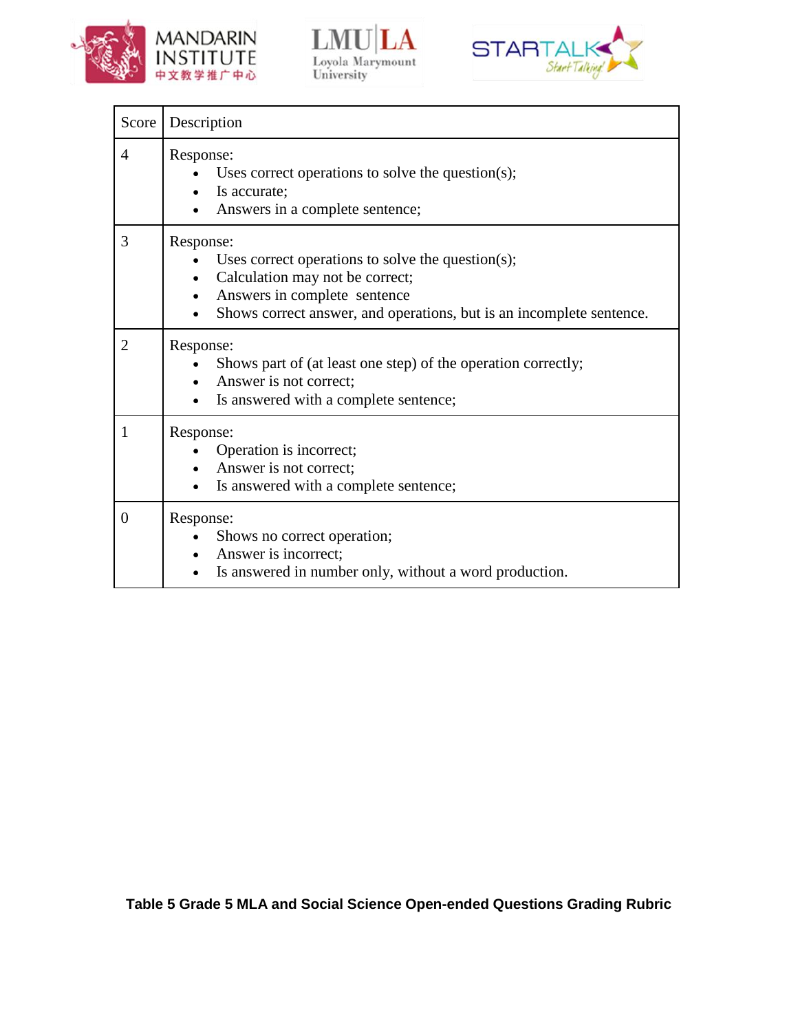| Score | Description |
|---|---|
| 4 | Response:<br>• Uses correct operations to solve the question(s);<br>• Is accurate;<br>• Answers in a complete sentence; |
| 3 | Response:<br>• Uses correct operations to solve the question(s);<br>• Calculation may not be correct;<br>• Answers in complete sentence<br>• Shows correct answer, and operations, but is an incomplete sentence. |
| 2 | Response:<br>• Shows part of (at least one step) of the operation correctly;<br>• Answer is not correct;<br>• Is answered with a complete sentence; |
| 1 | Response:<br>• Operation is incorrect;<br>• Answer is not correct;<br>• Is answered with a complete sentence; |
| 0 | Response:<br>• Shows no correct operation;<br>• Answer is incorrect;<br>• Is answered in number only, without a word production. |

**Table 5 Grade 5 MLA and Social Science Open-ended Questions Grading Rubric**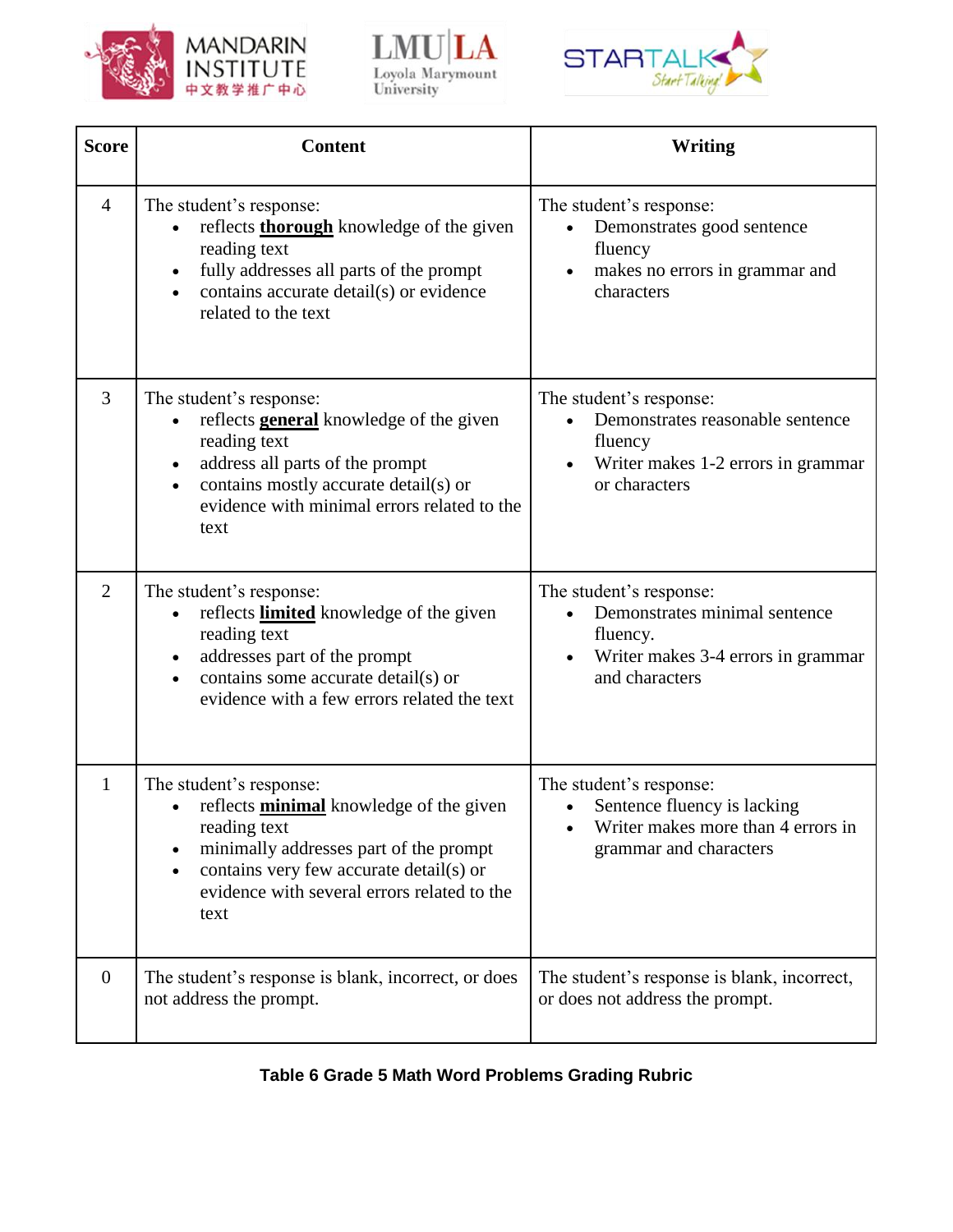| Score | Content | Writing |
| --- | --- | --- |
| 4 | The student's response:<br>• reflects **thorough** knowledge of the given reading text<br>• fully addresses all parts of the prompt<br>• contains accurate detail(s) or evidence related to the text | The student's response:<br>• Demonstrates good sentence fluency<br>• makes no errors in grammar and characters |
| 3 | The student's response:<br>• reflects **general** knowledge of the given reading text<br>• address all parts of the prompt<br>• contains mostly accurate detail(s) or evidence with minimal errors related to the text | The student's response:<br>• Demonstrates reasonable sentence fluency<br>• Writer makes 1-2 errors in grammar or characters |
| 2 | The student's response:<br>• reflects **limited** knowledge of the given reading text<br>• addresses part of the prompt<br>• contains some accurate detail(s) or evidence with a few errors related the text | The student's response:<br>• Demonstrates minimal sentence fluency.<br>• Writer makes 3-4 errors in grammar and characters |
| 1 | The student's response:<br>• reflects **minimal** knowledge of the given reading text<br>• minimally addresses part of the prompt<br>• contains very few accurate detail(s) or evidence with several errors related to the text | The student's response:<br>• Sentence fluency is lacking<br>• Writer makes more than 4 errors in grammar and characters |
| 0 | The student's response is blank, incorrect, or does not address the prompt. | The student's response is blank, incorrect, or does not address the prompt. |

**Table 6 Grade 5 Math Word Problems Grading Rubric**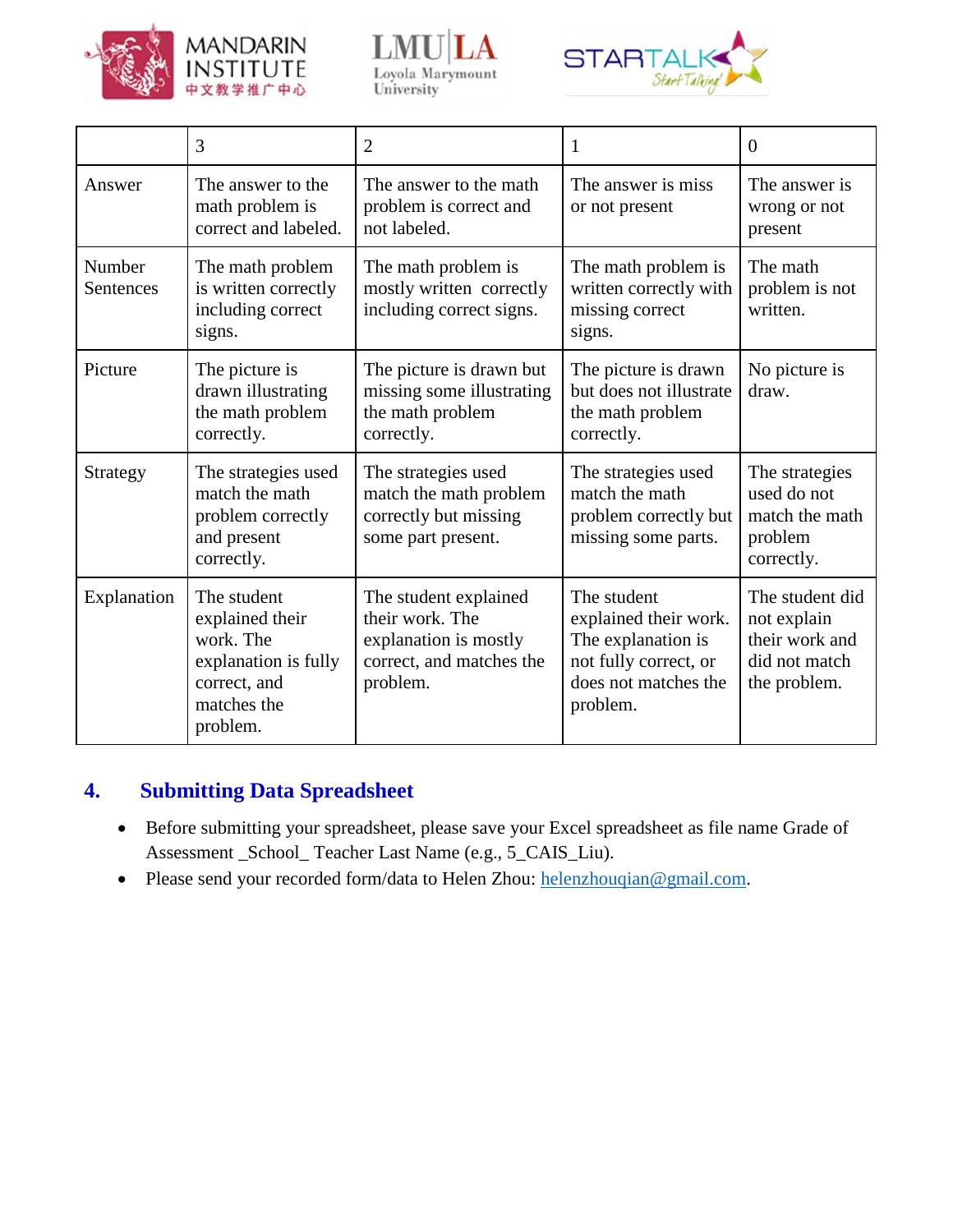| | 3 | 2 | 1 | 0 |
|---|---|---|---|---|
| Answer | The answer to the math problem is correct and labeled. | The answer to the math problem is correct and not labeled. | The answer is miss or not present | The answer is wrong or not present |
| Number Sentences | The math problem is written correctly including correct signs. | The math problem is mostly written correctly including correct signs. | The math problem is written correctly with missing correct signs. | The math problem is not written. |
| Picture | The picture is drawn illustrating the math problem correctly. | The picture is drawn but missing some illustrating the math problem correctly. | The picture is drawn but does not illustrate the math problem correctly. | No picture is draw. |
| Strategy | The strategies used match the math problem correctly and present correctly. | The strategies used match the math problem correctly but missing some part present. | The strategies used match the math problem correctly but missing some parts. | The strategies used do not match the math problem correctly. |
| Explanation | The student explained their work. The explanation is fully correct, and matches the problem. | The student explained their work. The explanation is mostly correct, and matches the problem. | The student explained their work. The explanation is not fully correct, or does not matches the problem. | The student did not explain their work and did not match the problem. |

## 4. Submitting Data Spreadsheet

- Before submitting your spreadsheet, please save your Excel spreadsheet as file name Grade of Assessment _School_ Teacher Last Name (e.g., 5_CAIS_Liu).
- Please send your recorded form/data to Helen Zhou: helenzhouqian@gmail.com.